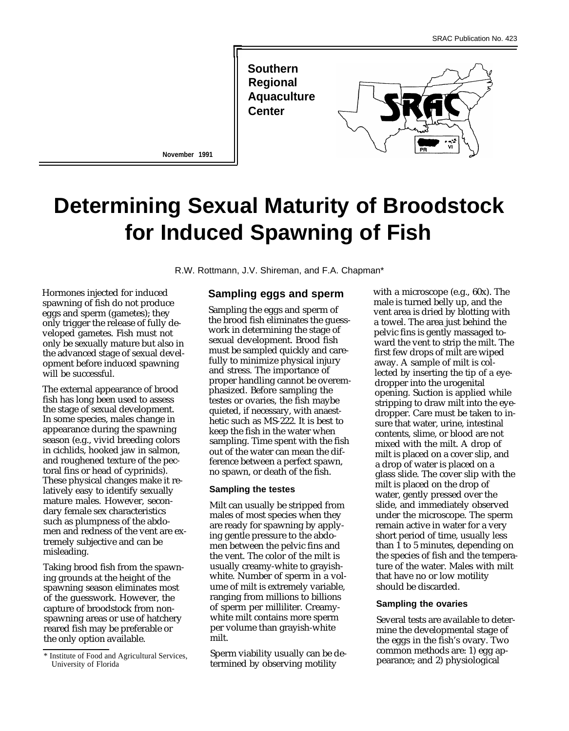SRAC Publication No. 423

**Southern Regional Aquaculture Center**

November 1991

# Determining Sexual Maturity of Broodstock for Induced Spawning of Fish

R.W. Rottmann, J.V. Shireman, and F.A. Chapman*

Hormones injected for induced spawning of fish do not produce eggs and sperm (gametes); they only trigger the release of fully developed gametes. Fish must not only be sexually mature but also in the advanced stage of sexual development before induced spawning will be successful.

The external appearance of brood fish has long been used to assess the stage of sexual development. In some species, males change in appearance during the spawning season (e.g., vivid breeding colors in cichlids, hooked jaw in salmon, and roughened texture of the pectoral fins or head of cyprinids). These physical changes make it relatively easy to identify sexually mature males. However, secondary female sex characteristics such as plumpness of the abdomen and redness of the vent are extremely subjective and can be misleading.

Taking brood fish from the spawning grounds at the height of the spawning season eliminates most of the guesswork. However, the capture of broodstock from nonspawning areas or use of hatchery reared fish may be preferable or the only option available.

\* Institute of Food and Agricultural Services, University of Florida

## Sampling eggs and sperm

Sampling the eggs and sperm of the brood fish eliminates the guesswork in determining the stage of sexual development. Brood fish must be sampled quickly and carefully to minimize physical injury and stress. The importance of proper handling cannot be overemphasized. Before sampling the testes or ovaries, the fish maybe quieted, if necessary, with anaesthetic such as MS-222. It is best to keep the fish in the water when sampling. Time spent with the fish out of the water can mean the difference between a perfect spawn, no spawn, or death of the fish.

### Sampling the testes

Milt can usually be stripped from males of most species when they are ready for spawning by applying gentle pressure to the abdomen between the pelvic fins and the vent. The color of the milt is usually creamy-white to grayish-white. Number of sperm in a volume of milt is extremely variable, ranging from millions to billions of sperm per milliliter. Creamy-white milt contains more sperm per volume than grayish-white milt.

Sperm viability usually can be determined by observing motility with a microscope (e.g., 60x). The male is turned belly up, and the vent area is dried by blotting with a towel. The area just behind the pelvic fins is gently massaged toward the vent to strip the milt. The first few drops of milt are wiped away. A sample of milt is collected by inserting the tip of a eyedropper into the urogenital opening. Suction is applied while stripping to draw milt into the eyedropper. Care must be taken to insure that water, urine, intestinal contents, slime, or blood are not mixed with the milt. A drop of milt is placed on a cover slip, and a drop of water is placed on a glass slide. The cover slip with the milt is placed on the drop of water, gently pressed over the slide, and immediately observed under the microscope. The sperm remain active in water for a very short period of time, usually less than 1 to 5 minutes, depending on the species of fish and the temperature of the water. Males with milt that have no or low motility should be discarded.

### Sampling the ovaries

Several tests are available to determine the developmental stage of the eggs in the fish's ovary. Two common methods are: 1) egg appearance; and 2) physiological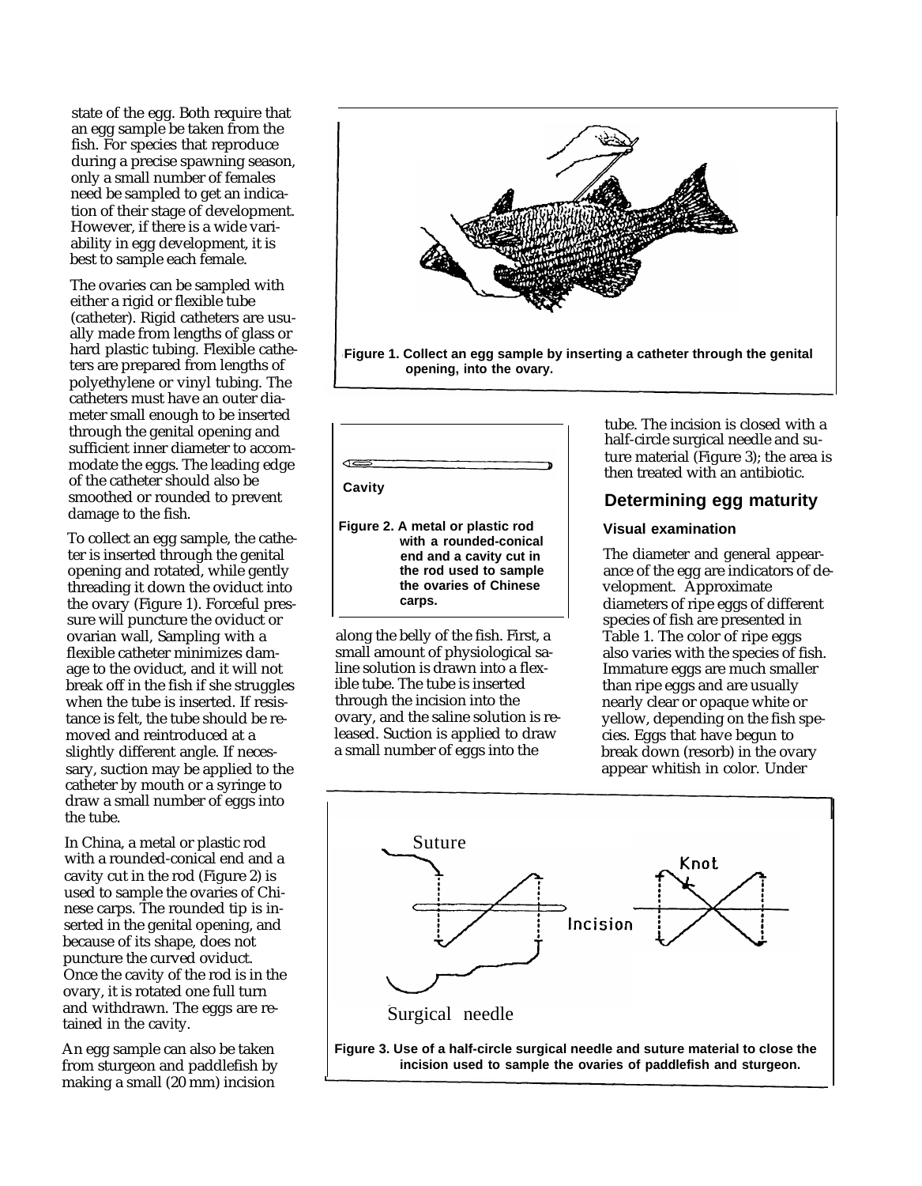state of the egg. Both require that an egg sample be taken from the fish. For species that reproduce during a precise spawning season, only a small number of females need be sampled to get an indication of their stage of development. However, if there is a wide variability in egg development, it is best to sample each female.

The ovaries can be sampled with either a rigid or flexible tube (catheter). Rigid catheters are usually made from lengths of glass or hard plastic tubing. Flexible catheters are prepared from lengths of polyethylene or vinyl tubing. The catheters must have an outer diameter small enough to be inserted through the genital opening and sufficient inner diameter to accommodate the eggs. The leading edge of the catheter should also be smoothed or rounded to prevent damage to the fish.

To collect an egg sample, the catheter is inserted through the genital opening and rotated, while gently threading it down the oviduct into the ovary (Figure 1). Forceful pressure will puncture the oviduct or ovarian wall, Sampling with a flexible catheter minimizes damage to the oviduct, and it will not break off in the fish if she struggles when the tube is inserted. If resistance is felt, the tube should be removed and reintroduced at a slightly different angle. If necessary, suction may be applied to the catheter by mouth or a syringe to draw a small number of eggs into the tube.

In China, a metal or plastic rod with a rounded-conical end and a cavity cut in the rod (Figure 2) is used to sample the ovaries of Chinese carps. The rounded tip is inserted in the genital opening, and because of its shape, does not puncture the curved oviduct. Once the cavity of the rod is in the ovary, it is rotated one full turn and withdrawn. The eggs are retained in the cavity.

An egg sample can also be taken from sturgeon and paddlefish by making a small (20 mm) incision along the belly of the fish. First, a small amount of physiological saline solution is drawn into a flexible tube. The tube is inserted through the incision into the ovary, and the saline solution is released. Suction is applied to draw a small number of eggs into the tube. The incision is closed with a half-circle surgical needle and suture material (Figure 3); the area is then treated with an antibiotic.

**Figure 1. Collect an egg sample by inserting a catheter through the genital opening, into the ovary.**

Cavity

**Figure 2. A metal or plastic rod with a rounded-conical end and a cavity cut in the rod used to sample the ovaries of Chinese carps.**

## Determining egg maturity

### Visual examination

The diameter and general appearance of the egg are indicators of development. Approximate diameters of ripe eggs of different species of fish are presented in Table 1. The color of ripe eggs also varies with the species of fish. Immature eggs are much smaller than ripe eggs and are usually nearly clear or opaque white or yellow, depending on the fish species. Eggs that have begun to break down (resorb) in the ovary appear whitish in color. Under

Suture

Knot

Incision

Surgical needle

**Figure 3. Use of a half-circle surgical needle and suture material to close the incision used to sample the ovaries of paddlefish and sturgeon.**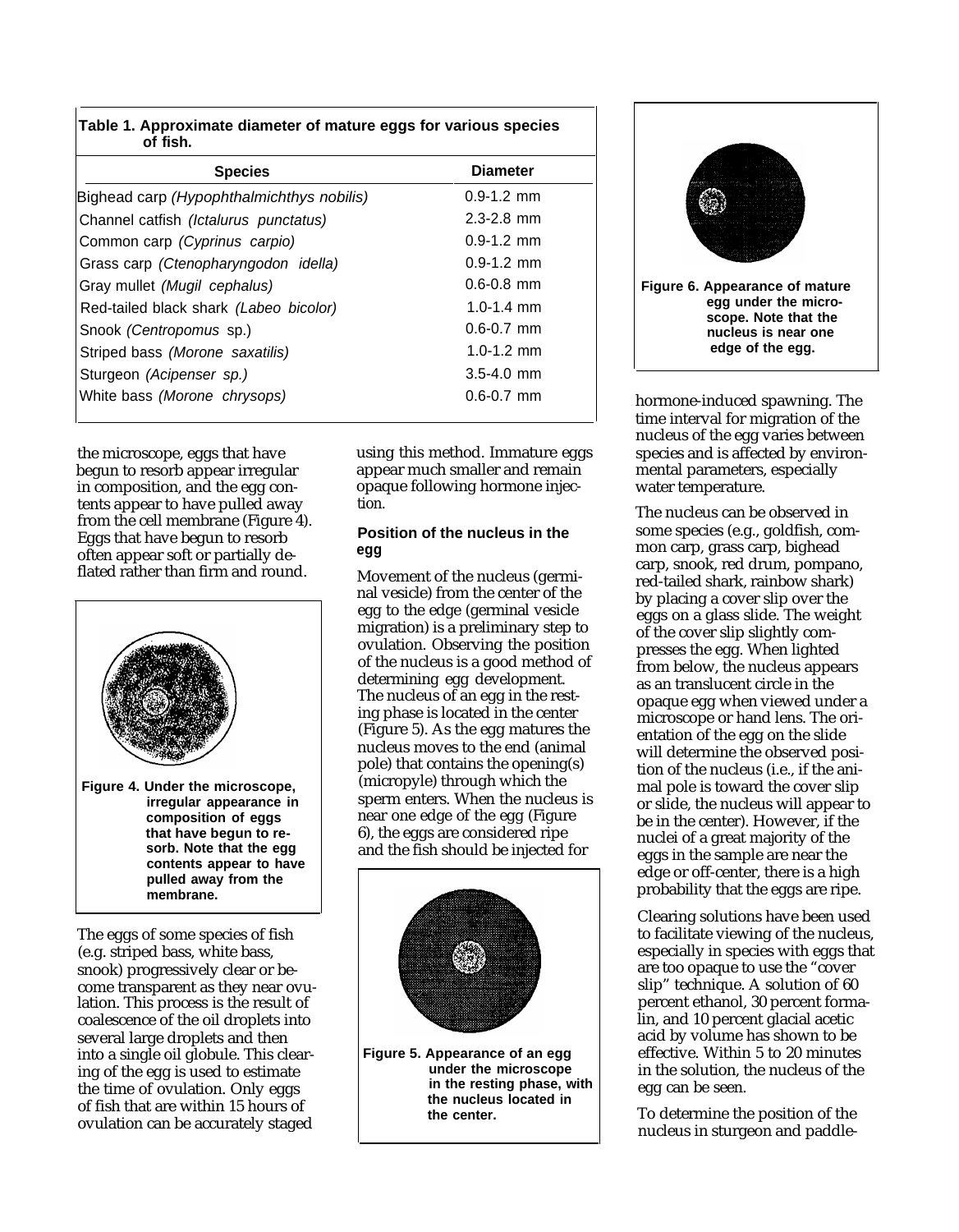**Table 1. Approximate diameter of mature eggs for various species of fish.**

| Species | Diameter |
|---|---|
| Bighead carp *(Hypophthalmichthys nobilis)* | 0.9-1.2 mm |
| Channel catfish *(Ictalurus punctatus)* | 2.3-2.8 mm |
| Common carp *(Cyprinus carpio)* | 0.9-1.2 mm |
| Grass carp *(Ctenopharyngodon idella)* | 0.9-1.2 mm |
| Gray mullet *(Mugil cephalus)* | 0.6-0.8 mm |
| Red-tailed black shark *(Labeo bicolor)* | 1.0-1.4 mm |
| Snook *(Centropomus* sp.) | 0.6-0.7 mm |
| Striped bass *(Morone saxatilis)* | 1.0-1.2 mm |
| Sturgeon *(Acipenser sp.)* | 3.5-4.0 mm |
| White bass *(Morone chrysops)* | 0.6-0.7 mm |

the microscope, eggs that have begun to resorb appear irregular in composition, and the egg contents appear to have pulled away from the cell membrane (Figure 4). Eggs that have begun to resorb often appear soft or partially deflated rather than firm and round.

**Figure 4. Under the microscope, irregular appearance in composition of eggs that have begun to resorb. Note that the egg contents appear to have pulled away from the membrane.**

The eggs of some species of fish (e.g. striped bass, white bass, snook) progressively clear or become transparent as they near ovulation. This process is the result of coalescence of the oil droplets into several large droplets and then into a single oil globule. This clearing of the egg is used to estimate the time of ovulation. Only eggs of fish that are within 15 hours of ovulation can be accurately staged using this method. Immature eggs appear much smaller and remain opaque following hormone injection.

### Position of the nucleus in the egg

Movement of the nucleus (germinal vesicle) from the center of the egg to the edge (germinal vesicle migration) is a preliminary step to ovulation. Observing the position of the nucleus is a good method of determining egg development. The nucleus of an egg in the resting phase is located in the center (Figure 5). As the egg matures the nucleus moves to the end (animal pole) that contains the opening(s) (micropyle) through which the sperm enters. When the nucleus is near one edge of the egg (Figure 6), the eggs are considered ripe and the fish should be injected for hormone-induced spawning. The time interval for migration of the nucleus of the egg varies between species and is affected by environmental parameters, especially water temperature.

**Figure 5. Appearance of an egg under the microscope in the resting phase, with the nucleus located in the center.**

**Figure 6. Appearance of mature egg under the microscope. Note that the nucleus is near one edge of the egg.**

The nucleus can be observed in some species (e.g., goldfish, common carp, grass carp, bighead carp, snook, red drum, pompano, red-tailed shark, rainbow shark) by placing a cover slip over the eggs on a glass slide. The weight of the cover slip slightly compresses the egg. When lighted from below, the nucleus appears as an translucent circle in the opaque egg when viewed under a microscope or hand lens. The orientation of the egg on the slide will determine the observed position of the nucleus (i.e., if the animal pole is toward the cover slip or slide, the nucleus will appear to be in the center). However, if the nuclei of a great majority of the eggs in the sample are near the edge or off-center, there is a high probability that the eggs are ripe.

Clearing solutions have been used to facilitate viewing of the nucleus, especially in species with eggs that are too opaque to use the "cover slip" technique. A solution of 60 percent ethanol, 30 percent formalin, and 10 percent glacial acetic acid by volume has shown to be effective. Within 5 to 20 minutes in the solution, the nucleus of the egg can be seen.

To determine the position of the nucleus in sturgeon and paddle-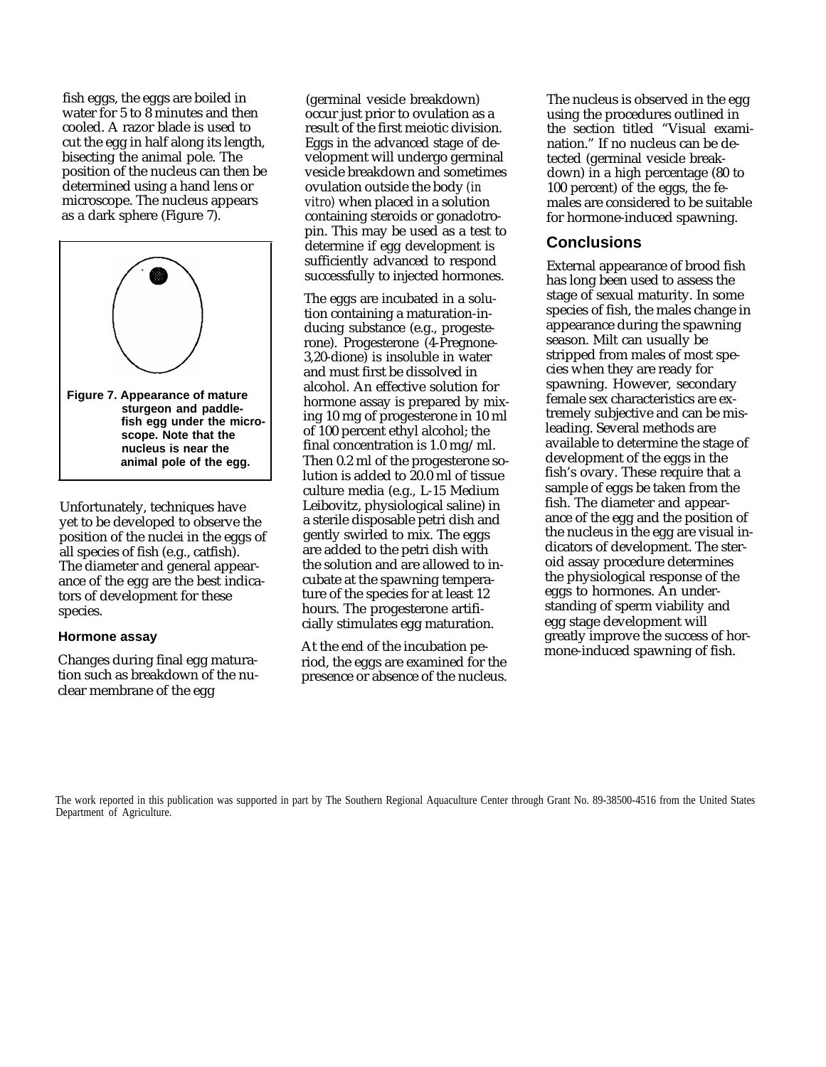fish eggs, the eggs are boiled in water for 5 to 8 minutes and then cooled. A razor blade is used to cut the egg in half along its length, bisecting the animal pole. The position of the nucleus can then be determined using a hand lens or microscope. The nucleus appears as a dark sphere (Figure 7).

**Figure 7. Appearance of mature sturgeon and paddlefish egg under the microscope. Note that the nucleus is near the animal pole of the egg.**

Unfortunately, techniques have yet to be developed to observe the position of the nuclei in the eggs of all species of fish (e.g., catfish). The diameter and general appearance of the egg are the best indicators of development for these species.

### Hormone assay

Changes during final egg maturation such as breakdown of the nuclear membrane of the egg (germinal vesicle breakdown) occur just prior to ovulation as a result of the first meiotic division. Eggs in the advanced stage of development will undergo germinal vesicle breakdown and sometimes ovulation outside the body (*in vitro*) when placed in a solution containing steroids or gonadotropin. This may be used as a test to determine if egg development is sufficiently advanced to respond successfully to injected hormones.

The eggs are incubated in a solution containing a maturation-inducing substance (e.g., progesterone). Progesterone (4-Pregnone-3,20-dione) is insoluble in water and must first be dissolved in alcohol. An effective solution for hormone assay is prepared by mixing 10 mg of progesterone in 10 ml of 100 percent ethyl alcohol; the final concentration is 1.0 mg/ml. Then 0.2 ml of the progesterone solution is added to 20.0 ml of tissue culture media (e.g., L-15 Medium Leibovitz, physiological saline) in a sterile disposable petri dish and gently swirled to mix. The eggs are added to the petri dish with the solution and are allowed to incubate at the spawning temperature of the species for at least 12 hours. The progesterone artificially stimulates egg maturation.

At the end of the incubation period, the eggs are examined for the presence or absence of the nucleus. The nucleus is observed in the egg using the procedures outlined in the section titled "Visual examination." If no nucleus can be detected (germinal vesicle breakdown) in a high percentage (80 to 100 percent) of the eggs, the females are considered to be suitable for hormone-induced spawning.

## Conclusions

External appearance of brood fish has long been used to assess the stage of sexual maturity. In some species of fish, the males change in appearance during the spawning season. Milt can usually be stripped from males of most species when they are ready for spawning. However, secondary female sex characteristics are extremely subjective and can be misleading. Several methods are available to determine the stage of development of the eggs in the fish's ovary. These require that a sample of eggs be taken from the fish. The diameter and appearance of the egg and the position of the nucleus in the egg are visual indicators of development. The steroid assay procedure determines the physiological response of the eggs to hormones. An understanding of sperm viability and egg stage development will greatly improve the success of hormone-induced spawning of fish.

The work reported in this publication was supported in part by The Southern Regional Aquaculture Center through Grant No. 89-38500-4516 from the United States Department of Agriculture.